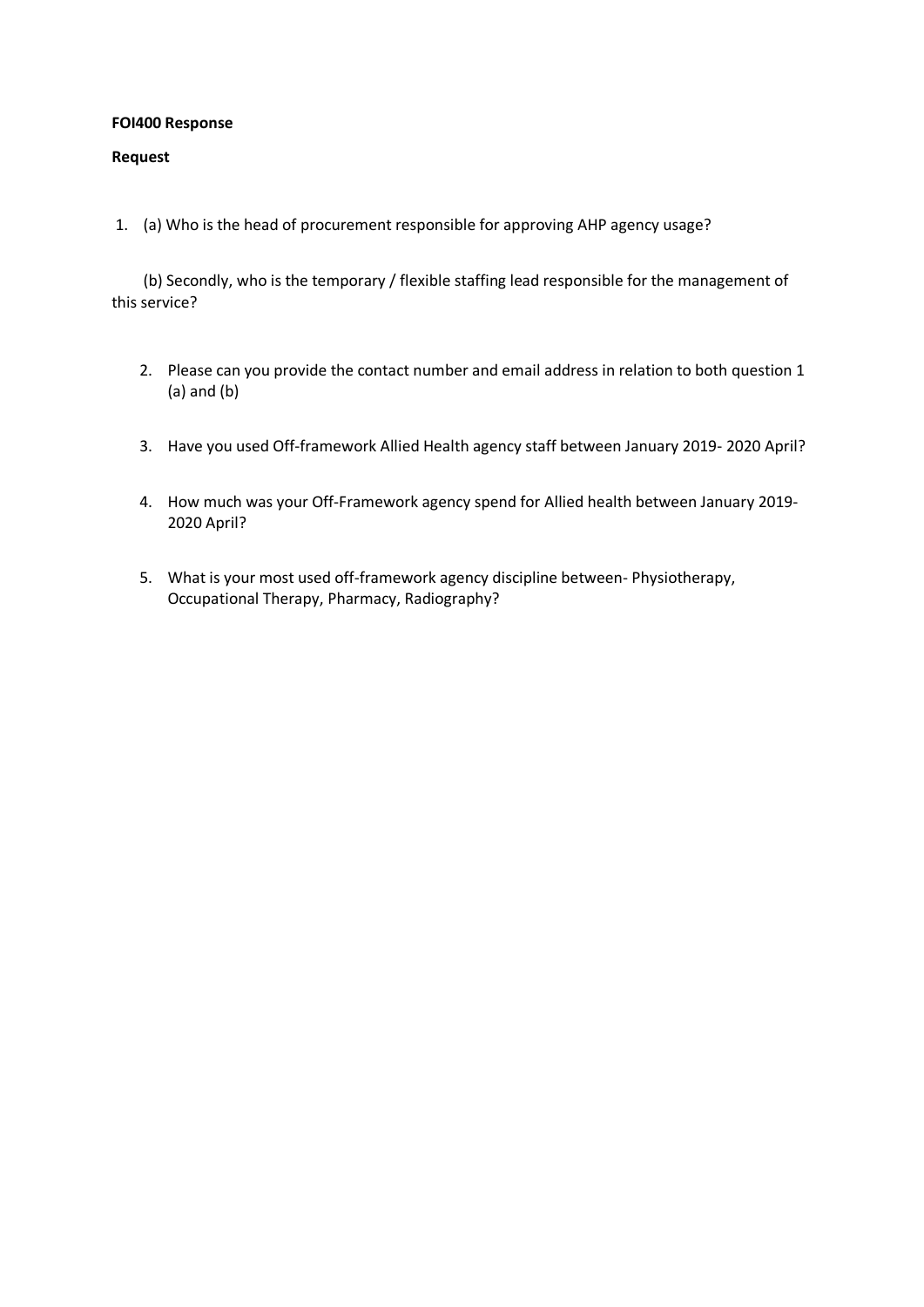**FOI400 Response**

**Request**

1. (a) Who is the head of procurement responsible for approving AHP agency usage?

   (b) Secondly, who is the temporary / flexible staffing lead responsible for the management of this service?

2. Please can you provide the contact number and email address in relation to both question 1 (a) and (b)

3. Have you used Off-framework Allied Health agency staff between January 2019- 2020 April?

4. How much was your Off-Framework agency spend for Allied health between January 2019- 2020 April?

5. What is your most used off-framework agency discipline between- Physiotherapy, Occupational Therapy, Pharmacy, Radiography?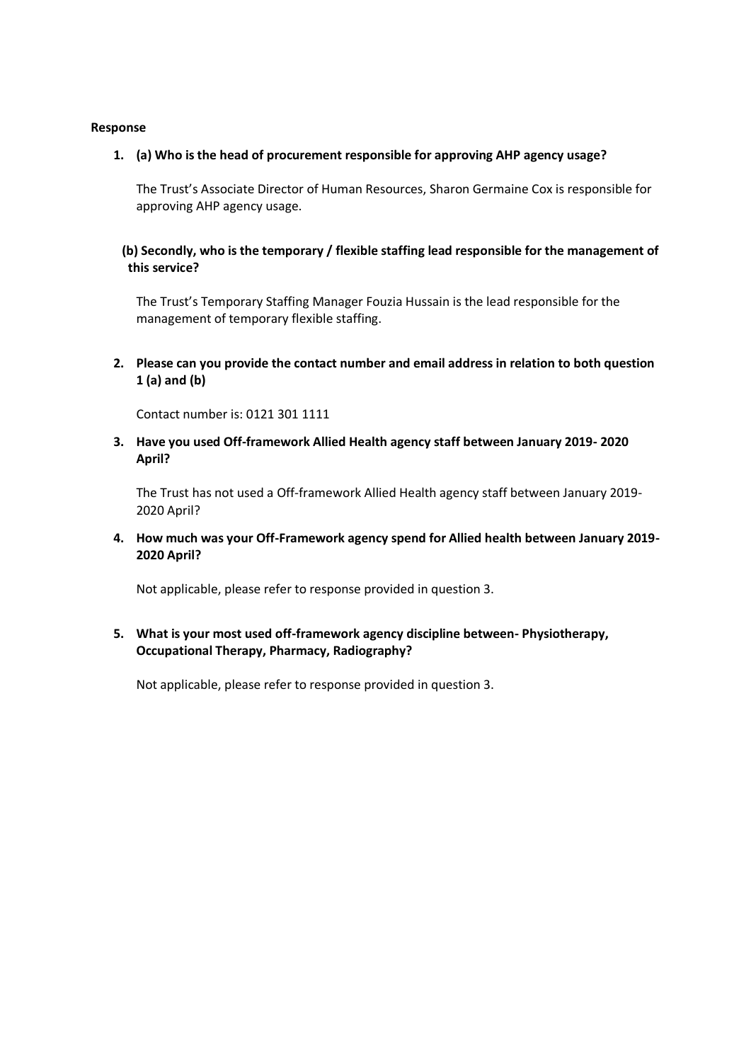**Response**

1. **(a) Who is the head of procurement responsible for approving AHP agency usage?**

   The Trust's Associate Director of Human Resources, Sharon Germaine Cox is responsible for approving AHP agency usage.

   **(b) Secondly, who is the temporary / flexible staffing lead responsible for the management of this service?**

   The Trust's Temporary Staffing Manager Fouzia Hussain is the lead responsible for the management of temporary flexible staffing.

2. **Please can you provide the contact number and email address in relation to both question 1 (a) and (b)**

   Contact number is: 0121 301 1111

3. **Have you used Off-framework Allied Health agency staff between January 2019- 2020 April?**

   The Trust has not used a Off-framework Allied Health agency staff between January 2019- 2020 April?

4. **How much was your Off-Framework agency spend for Allied health between January 2019- 2020 April?**

   Not applicable, please refer to response provided in question 3.

5. **What is your most used off-framework agency discipline between- Physiotherapy, Occupational Therapy, Pharmacy, Radiography?**

   Not applicable, please refer to response provided in question 3.